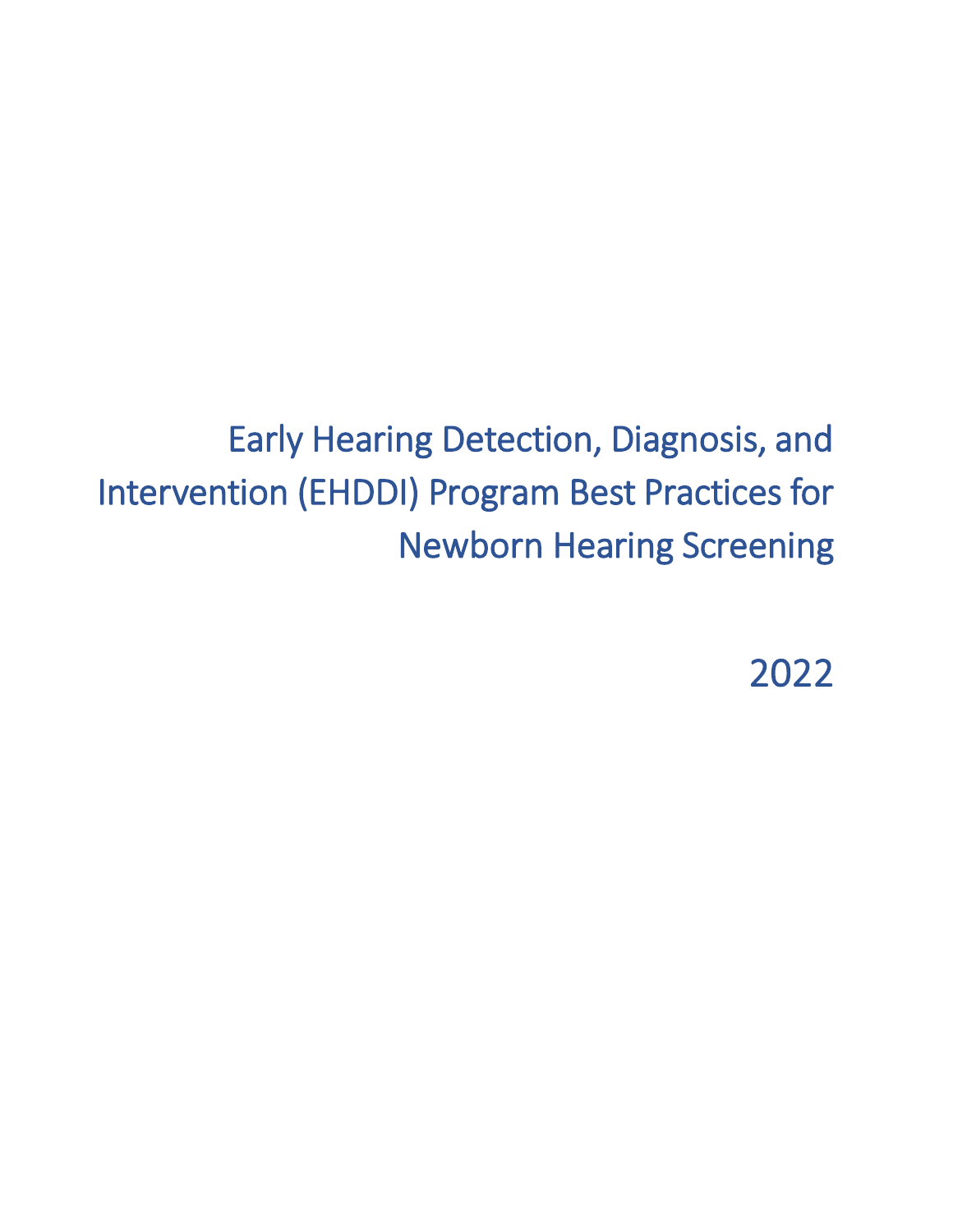# Early Hearing Detection, Diagnosis, and Intervention (EHDDI) Program Best Practices for Newborn Hearing Screening

2022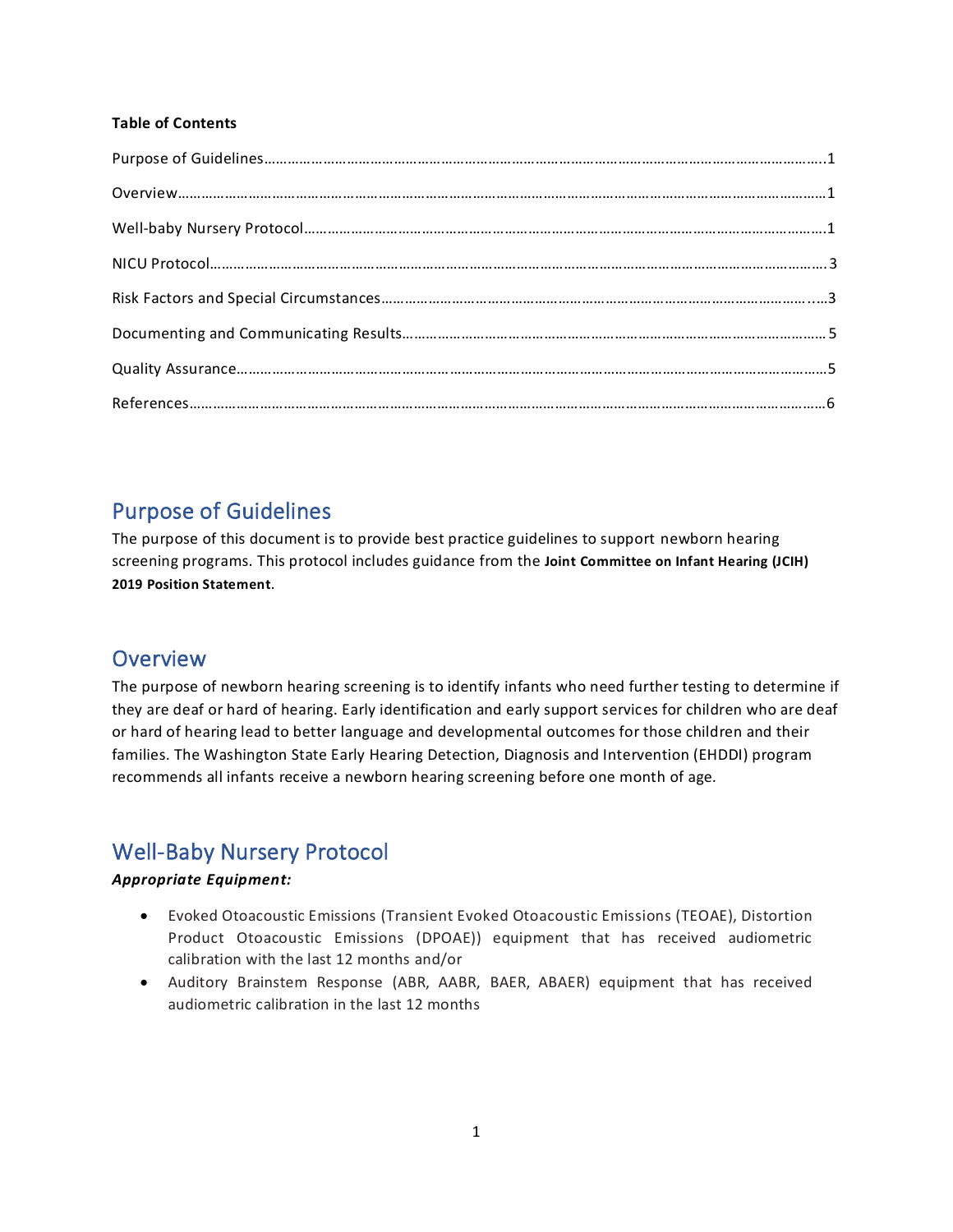**Table of Contents**

Purpose of Guidelines……………………………………………………………………………………………………………….1

Overview……………………………………………………………………………………………………………………………………1

Well-baby Nursery Protocol…………………………………………………………………………………………………….1

NICU Protocol………………………………………………………………………………………………………………………….3

Risk Factors and Special Circumstances……………………………………………………………………………….…3

Documenting and Communicating Results……………………………………………………………………………5

Quality Assurance…………………………………………………………………………………………………………………5

References………………………………………………………………………………………………………………………………6

## Purpose of Guidelines

The purpose of this document is to provide best practice guidelines to support newborn hearing screening programs. This protocol includes guidance from the **Joint Committee on Infant Hearing (JCIH) 2019 Position Statement**.

## Overview

The purpose of newborn hearing screening is to identify infants who need further testing to determine if they are deaf or hard of hearing. Early identification and early support services for children who are deaf or hard of hearing lead to better language and developmental outcomes for those children and their families. The Washington State Early Hearing Detection, Diagnosis and Intervention (EHDDI) program recommends all infants receive a newborn hearing screening before one month of age.

## Well-Baby Nursery Protocol

***Appropriate Equipment:***

- Evoked Otoacoustic Emissions (Transient Evoked Otoacoustic Emissions (TEOAE), Distortion Product Otoacoustic Emissions (DPOAE)) equipment that has received audiometric calibration with the last 12 months and/or
- Auditory Brainstem Response (ABR, AABR, BAER, ABAER) equipment that has received audiometric calibration in the last 12 months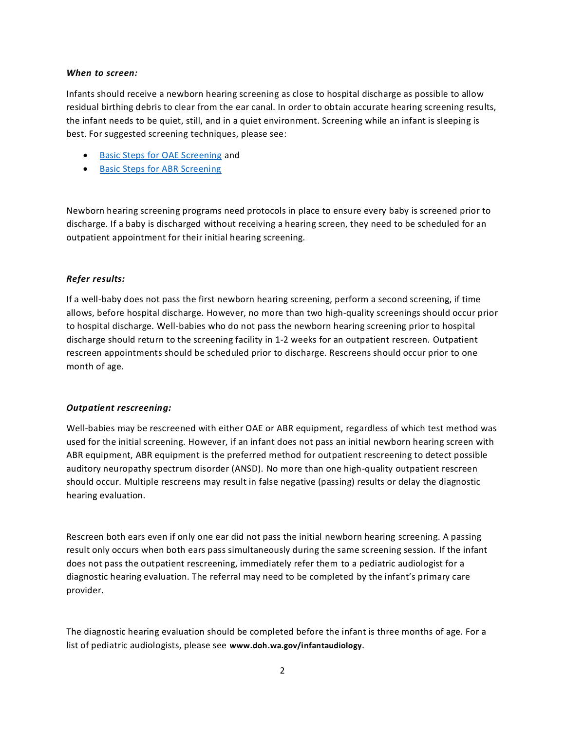***When to screen:***

Infants should receive a newborn hearing screening as close to hospital discharge as possible to allow residual birthing debris to clear from the ear canal. In order to obtain accurate hearing screening results, the infant needs to be quiet, still, and in a quiet environment. Screening while an infant is sleeping is best. For suggested screening techniques, please see:

- Basic Steps for OAE Screening and
- Basic Steps for ABR Screening

Newborn hearing screening programs need protocols in place to ensure every baby is screened prior to discharge. If a baby is discharged without receiving a hearing screen, they need to be scheduled for an outpatient appointment for their initial hearing screening.

***Refer results:***

If a well-baby does not pass the first newborn hearing screening, perform a second screening, if time allows, before hospital discharge. However, no more than two high-quality screenings should occur prior to hospital discharge. Well-babies who do not pass the newborn hearing screening prior to hospital discharge should return to the screening facility in 1-2 weeks for an outpatient rescreen. Outpatient rescreen appointments should be scheduled prior to discharge. Rescreens should occur prior to one month of age.

***Outpatient rescreening:***

Well-babies may be rescreened with either OAE or ABR equipment, regardless of which test method was used for the initial screening. However, if an infant does not pass an initial newborn hearing screen with ABR equipment, ABR equipment is the preferred method for outpatient rescreening to detect possible auditory neuropathy spectrum disorder (ANSD). No more than one high-quality outpatient rescreen should occur. Multiple rescreens may result in false negative (passing) results or delay the diagnostic hearing evaluation.

Rescreen both ears even if only one ear did not pass the initial newborn hearing screening. A passing result only occurs when both ears pass simultaneously during the same screening session. If the infant does not pass the outpatient rescreening, immediately refer them to a pediatric audiologist for a diagnostic hearing evaluation. The referral may need to be completed by the infant's primary care provider.

The diagnostic hearing evaluation should be completed before the infant is three months of age. For a list of pediatric audiologists, please see **www.doh.wa.gov/infantaudiology**.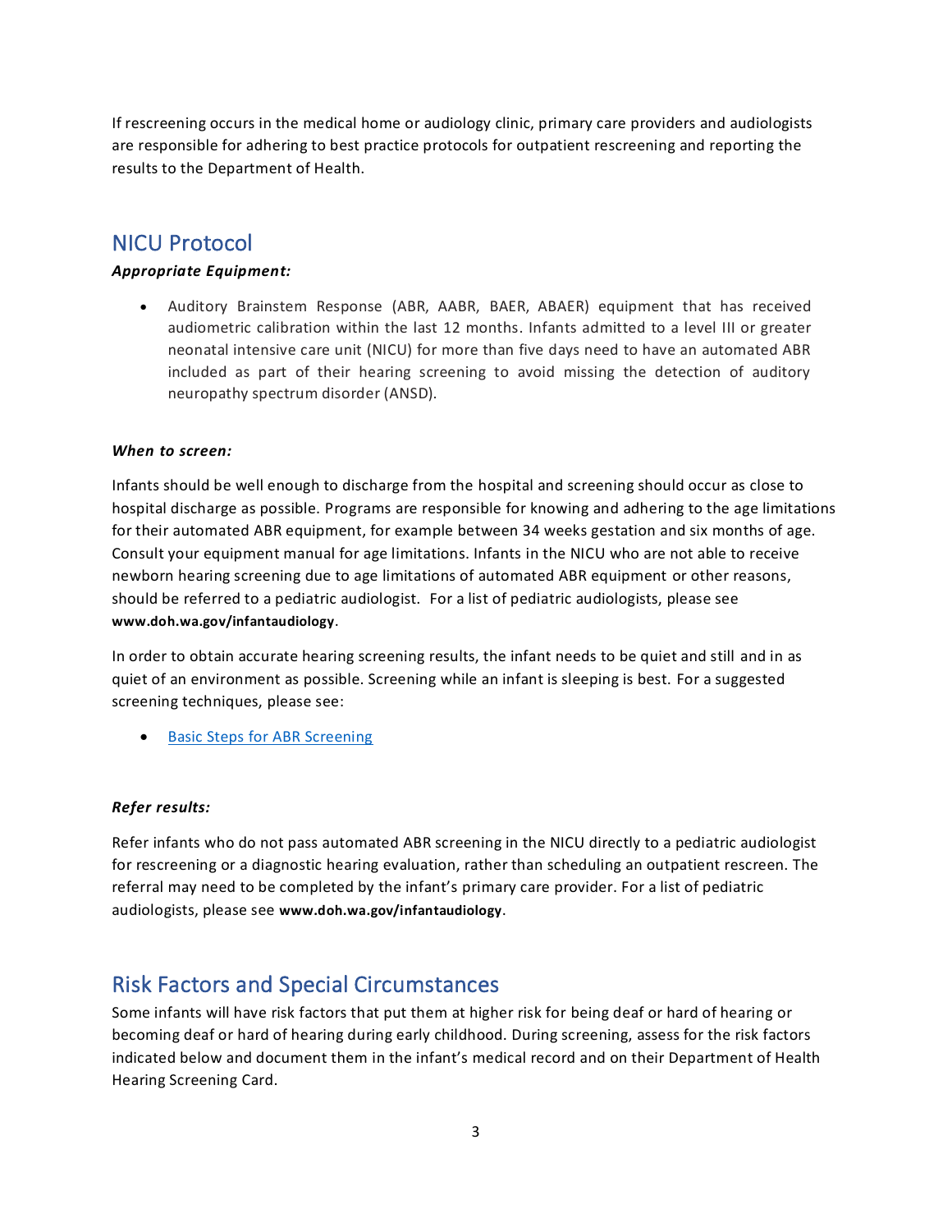If rescreening occurs in the medical home or audiology clinic, primary care providers and audiologists are responsible for adhering to best practice protocols for outpatient rescreening and reporting the results to the Department of Health.

## NICU Protocol

***Appropriate Equipment:***

- Auditory Brainstem Response (ABR, AABR, BAER, ABAER) equipment that has received audiometric calibration within the last 12 months. Infants admitted to a level III or greater neonatal intensive care unit (NICU) for more than five days need to have an automated ABR included as part of their hearing screening to avoid missing the detection of auditory neuropathy spectrum disorder (ANSD).

***When to screen:***

Infants should be well enough to discharge from the hospital and screening should occur as close to hospital discharge as possible. Programs are responsible for knowing and adhering to the age limitations for their automated ABR equipment, for example between 34 weeks gestation and six months of age. Consult your equipment manual for age limitations. Infants in the NICU who are not able to receive newborn hearing screening due to age limitations of automated ABR equipment or other reasons, should be referred to a pediatric audiologist. For a list of pediatric audiologists, please see **www.doh.wa.gov/infantaudiology**.

In order to obtain accurate hearing screening results, the infant needs to be quiet and still and in as quiet of an environment as possible. Screening while an infant is sleeping is best. For a suggested screening techniques, please see:

- [Basic Steps for ABR Screening]

***Refer results:***

Refer infants who do not pass automated ABR screening in the NICU directly to a pediatric audiologist for rescreening or a diagnostic hearing evaluation, rather than scheduling an outpatient rescreen. The referral may need to be completed by the infant's primary care provider. For a list of pediatric audiologists, please see **www.doh.wa.gov/infantaudiology**.

## Risk Factors and Special Circumstances

Some infants will have risk factors that put them at higher risk for being deaf or hard of hearing or becoming deaf or hard of hearing during early childhood. During screening, assess for the risk factors indicated below and document them in the infant's medical record and on their Department of Health Hearing Screening Card.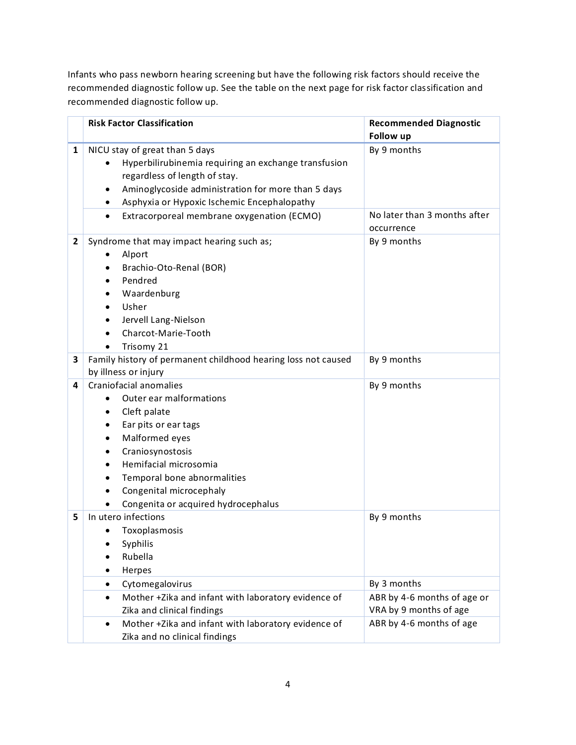Infants who pass newborn hearing screening but have the following risk factors should receive the recommended diagnostic follow up. See the table on the next page for risk factor classification and recommended diagnostic follow up.

| | Risk Factor Classification | Recommended Diagnostic Follow up |
|---|---|---|
| **1** | NICU stay of great than 5 days<br>• Hyperbilirubinemia requiring an exchange transfusion regardless of length of stay.<br>• Aminoglycoside administration for more than 5 days<br>• Asphyxia or Hypoxic Ischemic Encephalopathy | By 9 months |
| | • Extracorporeal membrane oxygenation (ECMO) | No later than 3 months after occurrence |
| **2** | Syndrome that may impact hearing such as;<br>• Alport<br>• Brachio-Oto-Renal (BOR)<br>• Pendred<br>• Waardenburg<br>• Usher<br>• Jervell Lang-Nielson<br>• Charcot-Marie-Tooth<br>• Trisomy 21 | By 9 months |
| **3** | Family history of permanent childhood hearing loss not caused by illness or injury | By 9 months |
| **4** | Craniofacial anomalies<br>• Outer ear malformations<br>• Cleft palate<br>• Ear pits or ear tags<br>• Malformed eyes<br>• Craniosynostosis<br>• Hemifacial microsomia<br>• Temporal bone abnormalities<br>• Congenital microcephaly<br>• Congenita or acquired hydrocephalus | By 9 months |
| **5** | In utero infections<br>• Toxoplasmosis<br>• Syphilis<br>• Rubella<br>• Herpes | By 9 months |
| | • Cytomegalovirus | By 3 months |
| | • Mother +Zika and infant with laboratory evidence of Zika and clinical findings | ABR by 4-6 months of age or VRA by 9 months of age |
| | • Mother +Zika and infant with laboratory evidence of Zika and no clinical findings | ABR by 4-6 months of age |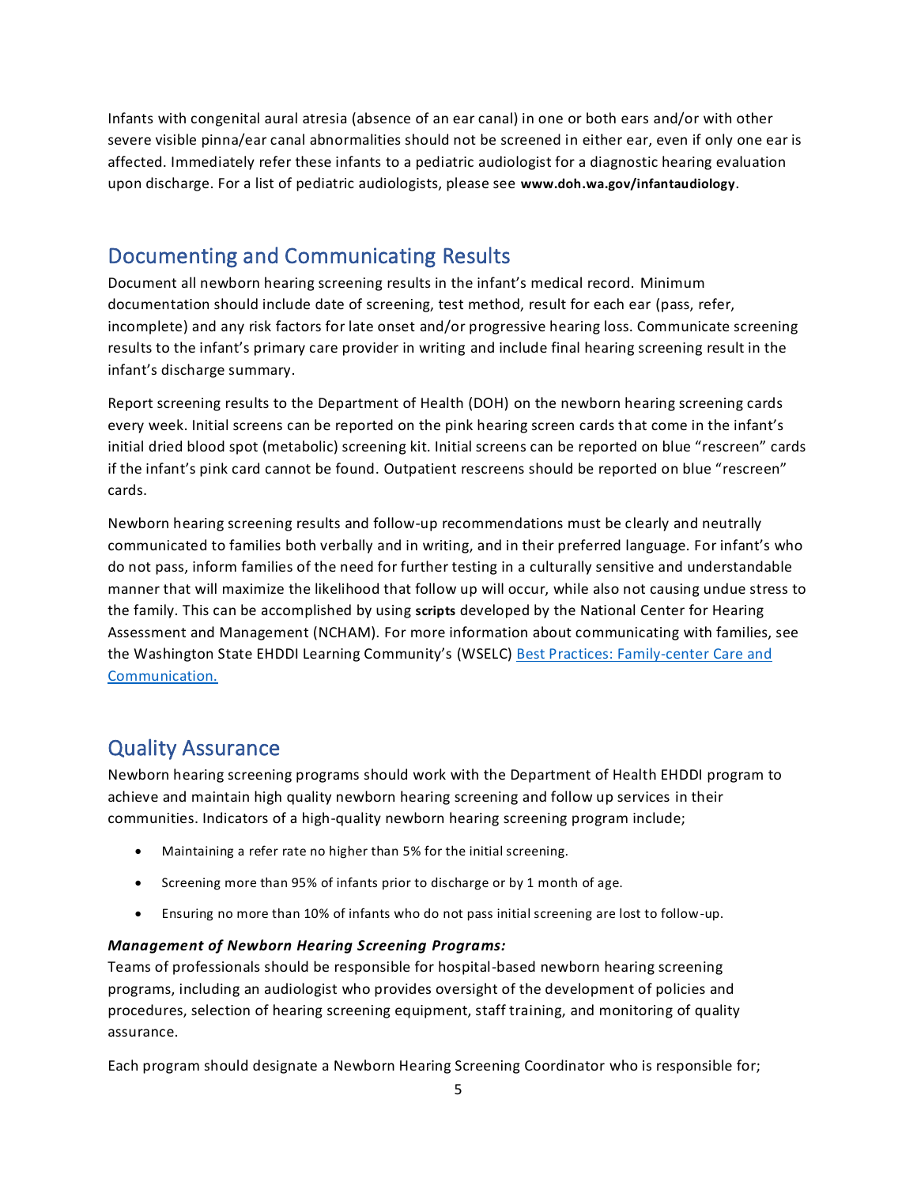Infants with congenital aural atresia (absence of an ear canal) in one or both ears and/or with other severe visible pinna/ear canal abnormalities should not be screened in either ear, even if only one ear is affected. Immediately refer these infants to a pediatric audiologist for a diagnostic hearing evaluation upon discharge. For a list of pediatric audiologists, please see **www.doh.wa.gov/infantaudiology**.

## Documenting and Communicating Results

Document all newborn hearing screening results in the infant's medical record. Minimum documentation should include date of screening, test method, result for each ear (pass, refer, incomplete) and any risk factors for late onset and/or progressive hearing loss. Communicate screening results to the infant's primary care provider in writing and include final hearing screening result in the infant's discharge summary.

Report screening results to the Department of Health (DOH) on the newborn hearing screening cards every week. Initial screens can be reported on the pink hearing screen cards that come in the infant's initial dried blood spot (metabolic) screening kit. Initial screens can be reported on blue "rescreen" cards if the infant's pink card cannot be found. Outpatient rescreens should be reported on blue "rescreen" cards.

Newborn hearing screening results and follow-up recommendations must be clearly and neutrally communicated to families both verbally and in writing, and in their preferred language. For infant's who do not pass, inform families of the need for further testing in a culturally sensitive and understandable manner that will maximize the likelihood that follow up will occur, while also not causing undue stress to the family. This can be accomplished by using **scripts** developed by the National Center for Hearing Assessment and Management (NCHAM). For more information about communicating with families, see the Washington State EHDDI Learning Community's (WSELC) Best Practices: Family-center Care and Communication.

## Quality Assurance

Newborn hearing screening programs should work with the Department of Health EHDDI program to achieve and maintain high quality newborn hearing screening and follow up services in their communities. Indicators of a high-quality newborn hearing screening program include;

- Maintaining a refer rate no higher than 5% for the initial screening.
- Screening more than 95% of infants prior to discharge or by 1 month of age.
- Ensuring no more than 10% of infants who do not pass initial screening are lost to follow-up.

***Management of Newborn Hearing Screening Programs:***

Teams of professionals should be responsible for hospital-based newborn hearing screening programs, including an audiologist who provides oversight of the development of policies and procedures, selection of hearing screening equipment, staff training, and monitoring of quality assurance.

Each program should designate a Newborn Hearing Screening Coordinator who is responsible for;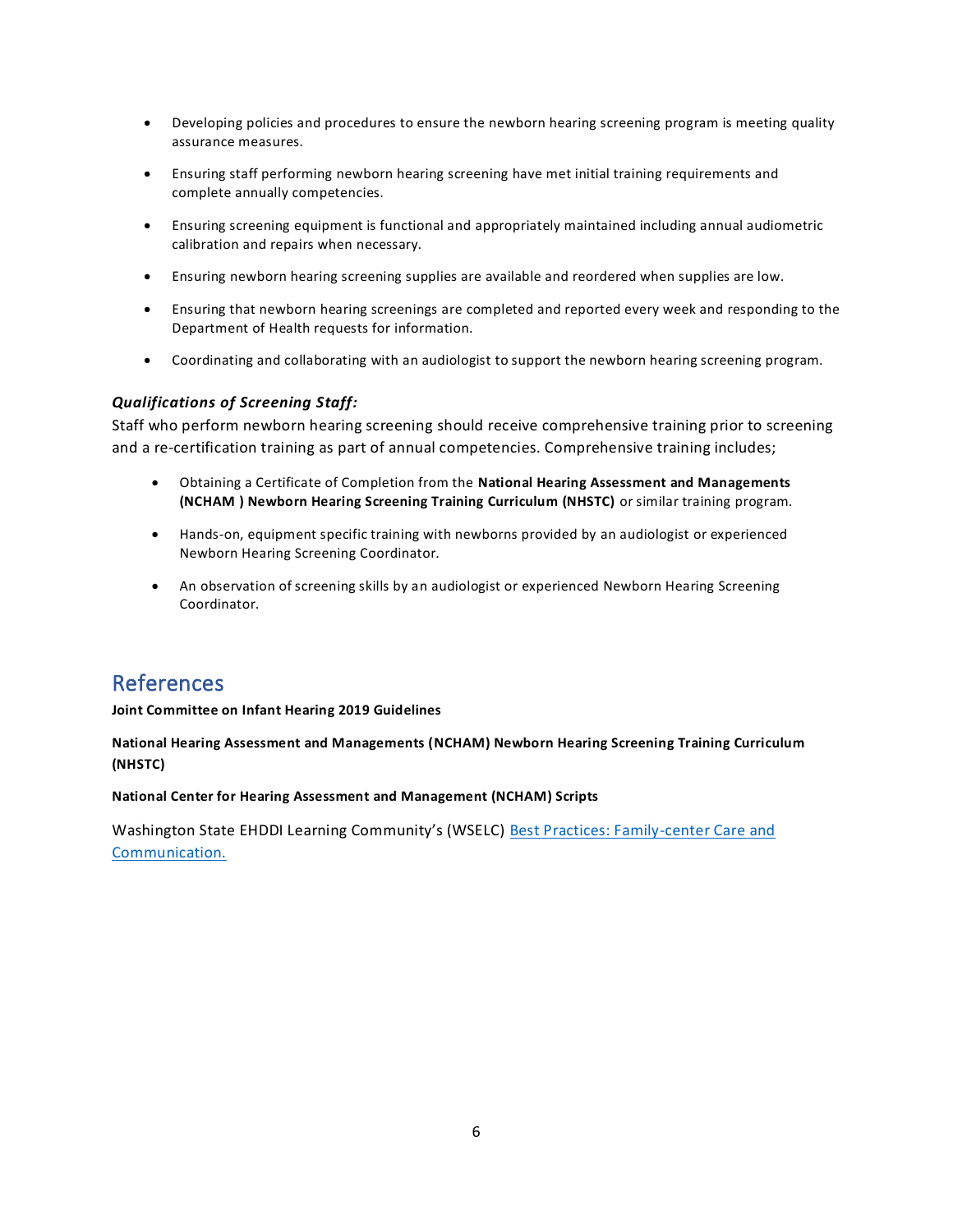- Developing policies and procedures to ensure the newborn hearing screening program is meeting quality assurance measures.
- Ensuring staff performing newborn hearing screening have met initial training requirements and complete annually competencies.
- Ensuring screening equipment is functional and appropriately maintained including annual audiometric calibration and repairs when necessary.
- Ensuring newborn hearing screening supplies are available and reordered when supplies are low.
- Ensuring that newborn hearing screenings are completed and reported every week and responding to the Department of Health requests for information.
- Coordinating and collaborating with an audiologist to support the newborn hearing screening program.

### *Qualifications of Screening Staff:*

Staff who perform newborn hearing screening should receive comprehensive training prior to screening and a re-certification training as part of annual competencies. Comprehensive training includes;

- Obtaining a Certificate of Completion from the **National Hearing Assessment and Managements (NCHAM ) Newborn Hearing Screening Training Curriculum (NHSTC)** or similar training program.
- Hands-on, equipment specific training with newborns provided by an audiologist or experienced Newborn Hearing Screening Coordinator.
- An observation of screening skills by an audiologist or experienced Newborn Hearing Screening Coordinator.

## References

**Joint Committee on Infant Hearing 2019 Guidelines**

**National Hearing Assessment and Managements (NCHAM) Newborn Hearing Screening Training Curriculum (NHSTC)**

**National Center for Hearing Assessment and Management (NCHAM) Scripts**

Washington State EHDDI Learning Community's (WSELC) Best Practices: Family-center Care and Communication.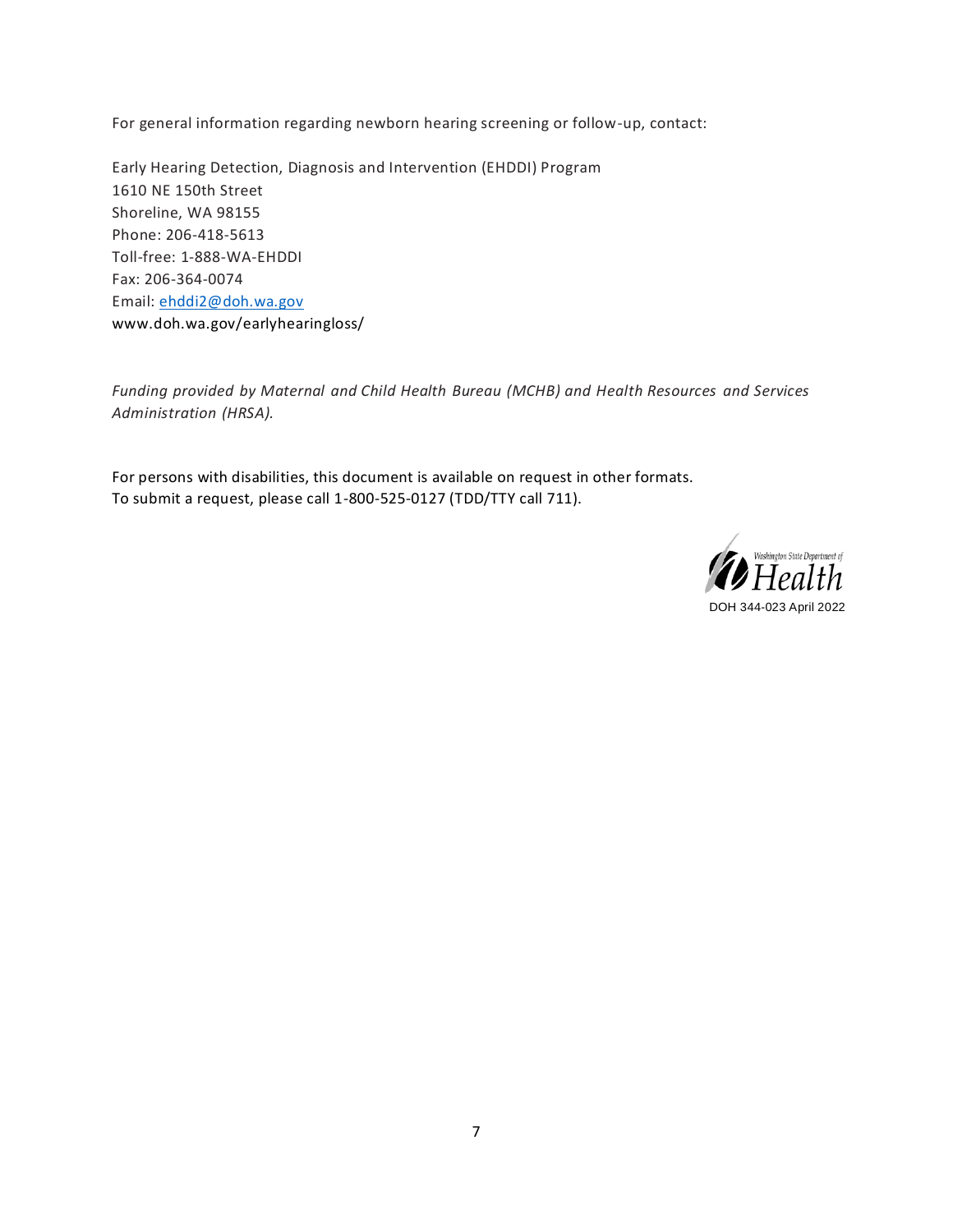For general information regarding newborn hearing screening or follow-up, contact:

Early Hearing Detection, Diagnosis and Intervention (EHDDI) Program
1610 NE 150th Street
Shoreline, WA 98155
Phone: 206-418-5613
Toll-free: 1-888-WA-EHDDI
Fax: 206-364-0074
Email: ehddi2@doh.wa.gov
www.doh.wa.gov/earlyhearingloss/

*Funding provided by Maternal and Child Health Bureau (MCHB) and Health Resources and Services Administration (HRSA).*

For persons with disabilities, this document is available on request in other formats.
To submit a request, please call 1-800-525-0127 (TDD/TTY call 711).

Washington State Department of Health

DOH 344-023 April 2022